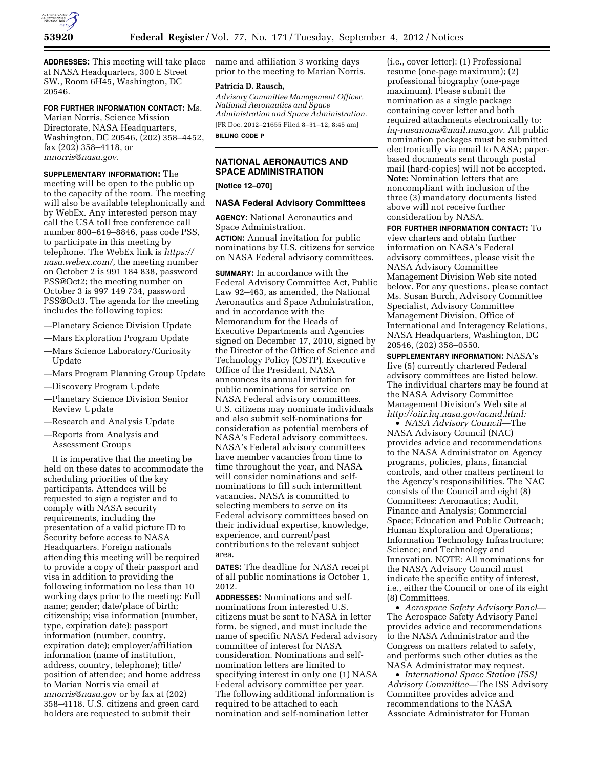**ADDRESSES:** This meeting will take place at NASA Headquarters, 300 E Street SW., Room 6H45, Washington, DC 20546.

**FOR FURTHER INFORMATION CONTACT:** Ms. Marian Norris, Science Mission Directorate, NASA Headquarters, Washington, DC 20546, (202) 358–4452, fax (202) 358–4118, or *mnorris@nasa.gov.*

**SUPPLEMENTARY INFORMATION:** The meeting will be open to the public up to the capacity of the room. The meeting will also be available telephonically and by WebEx. Any interested person may call the USA toll free conference call number 800–619–8846, pass code PSS, to participate in this meeting by telephone. The WebEx link is *https://nasa.webex.com/,* the meeting number on October 2 is 991 184 838, password PSS@Oct2; the meeting number on October 3 is 997 149 734, password PSS@Oct3. The agenda for the meeting includes the following topics:

—Planetary Science Division Update
—Mars Exploration Program Update
—Mars Science Laboratory/Curiosity Update
—Mars Program Planning Group Update
—Discovery Program Update
—Planetary Science Division Senior Review Update
—Research and Analysis Update
—Reports from Analysis and Assessment Groups

It is imperative that the meeting be held on these dates to accommodate the scheduling priorities of the key participants. Attendees will be requested to sign a register and to comply with NASA security requirements, including the presentation of a valid picture ID to Security before access to NASA Headquarters. Foreign nationals attending this meeting will be required to provide a copy of their passport and visa in addition to providing the following information no less than 10 working days prior to the meeting: Full name; gender; date/place of birth; citizenship; visa information (number, type, expiration date); passport information (number, country, expiration date); employer/affiliation information (name of institution, address, country, telephone); title/position of attendee; and home address to Marian Norris via email at *mnorris@nasa.gov* or by fax at (202) 358–4118. U.S. citizens and green card holders are requested to submit their name and affiliation 3 working days prior to the meeting to Marian Norris.

**Patricia D. Rausch,**

*Advisory Committee Management Officer, National Aeronautics and Space Administration.*

[FR Doc. 2012–21655 Filed 8–31–12; 8:45 am]

**BILLING CODE P**

## NATIONAL AERONAUTICS AND SPACE ADMINISTRATION

**[Notice 12–070]**

### NASA Federal Advisory Committees

**AGENCY:** National Aeronautics and Space Administration.

**ACTION:** Annual invitation for public nominations by U.S. citizens for service on NASA Federal advisory committees.

**SUMMARY:** In accordance with the Federal Advisory Committee Act, Public Law 92–463, as amended, the National Aeronautics and Space Administration, and in accordance with the Memorandum for the Heads of Executive Departments and Agencies signed on December 17, 2010, signed by the Director of the Office of Science and Technology Policy (OSTP), Executive Office of the President, NASA announces its annual invitation for public nominations for service on NASA Federal advisory committees. U.S. citizens may nominate individuals and also submit self-nominations for consideration as potential members of NASA's Federal advisory committees. NASA's Federal advisory committees have member vacancies from time to time throughout the year, and NASA will consider nominations and self-nominations to fill such intermittent vacancies. NASA is committed to selecting members to serve on its Federal advisory committees based on their individual expertise, knowledge, experience, and current/past contributions to the relevant subject area.

**DATES:** The deadline for NASA receipt of all public nominations is October 1, 2012.

**ADDRESSES:** Nominations and self-nominations from interested U.S. citizens must be sent to NASA in letter form, be signed, and must include the name of specific NASA Federal advisory committee of interest for NASA consideration. Nominations and self-nomination letters are limited to specifying interest in only one (1) NASA Federal advisory committee per year. The following additional information is required to be attached to each nomination and self-nomination letter (i.e., cover letter): (1) Professional resume (one-page maximum); (2) professional biography (one-page maximum). Please submit the nomination as a single package containing cover letter and both required attachments electronically to: *hq-nasanoms@mail.nasa.gov.* All public nomination packages must be submitted electronically via email to NASA; paper-based documents sent through postal mail (hard-copies) will not be accepted. **Note:** Nomination letters that are noncompliant with inclusion of the three (3) mandatory documents listed above will not receive further consideration by NASA.

**FOR FURTHER INFORMATION CONTACT:** To view charters and obtain further information on NASA's Federal advisory committees, please visit the NASA Advisory Committee Management Division Web site noted below. For any questions, please contact Ms. Susan Burch, Advisory Committee Specialist, Advisory Committee Management Division, Office of International and Interagency Relations, NASA Headquarters, Washington, DC 20546, (202) 358–0550.

**SUPPLEMENTARY INFORMATION:** NASA's five (5) currently chartered Federal advisory committees are listed below. The individual charters may be found at the NASA Advisory Committee Management Division's Web site at *http://oiir.hq.nasa.gov/acmd.html:*

- *NASA Advisory Council*—The NASA Advisory Council (NAC) provides advice and recommendations to the NASA Administrator on Agency programs, policies, plans, financial controls, and other matters pertinent to the Agency's responsibilities. The NAC consists of the Council and eight (8) Committees: Aeronautics; Audit, Finance and Analysis; Commercial Space; Education and Public Outreach; Human Exploration and Operations; Information Technology Infrastructure; Science; and Technology and Innovation. NOTE: All nominations for the NASA Advisory Council must indicate the specific entity of interest, i.e., either the Council or one of its eight (8) Committees.
- *Aerospace Safety Advisory Panel*—The Aerospace Safety Advisory Panel provides advice and recommendations to the NASA Administrator and the Congress on matters related to safety, and performs such other duties as the NASA Administrator may request.
- *International Space Station (ISS) Advisory Committee*—The ISS Advisory Committee provides advice and recommendations to the NASA Associate Administrator for Human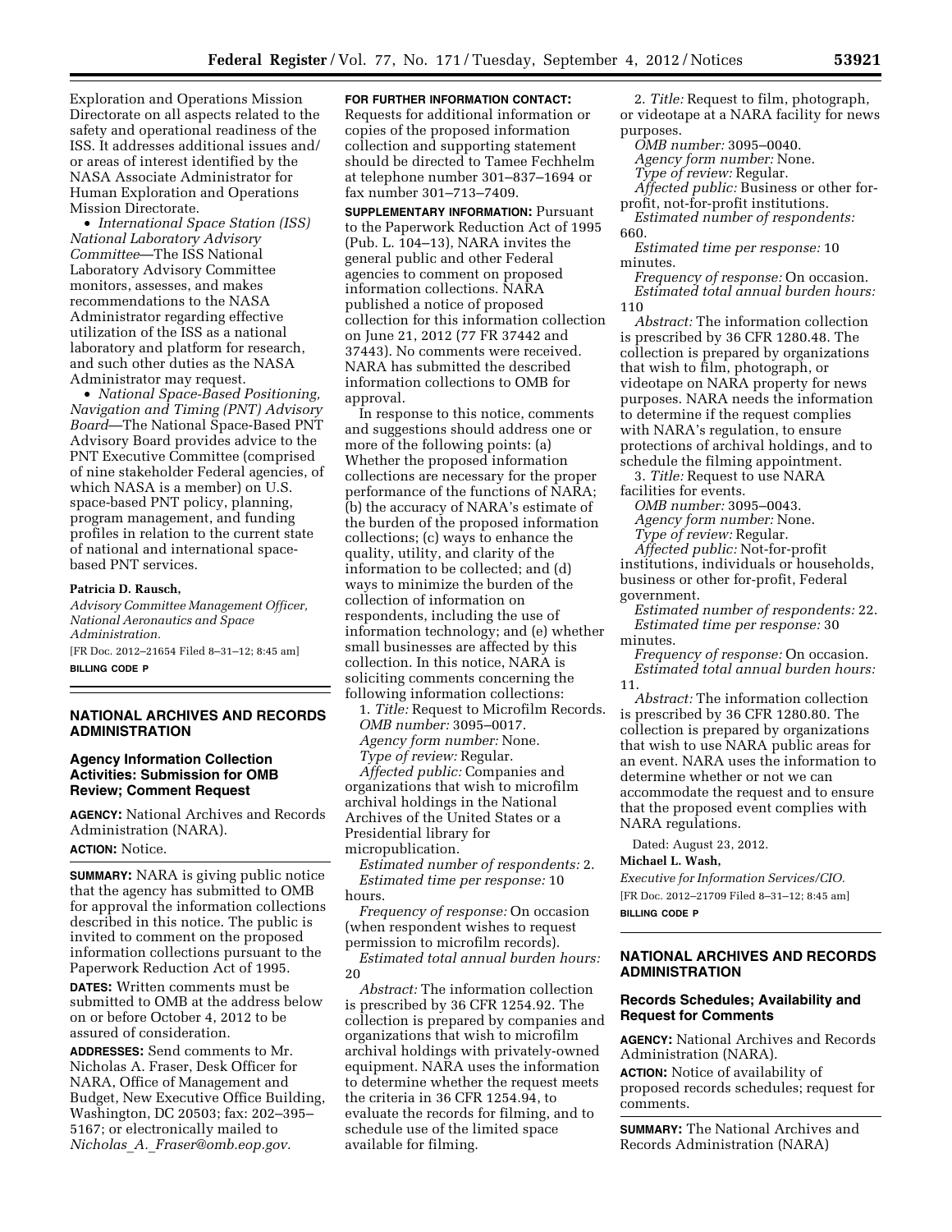Exploration and Operations Mission Directorate on all aspects related to the safety and operational readiness of the ISS. It addresses additional issues and/or areas of interest identified by the NASA Associate Administrator for Human Exploration and Operations Mission Directorate.

- *International Space Station (ISS) National Laboratory Advisory Committee*—The ISS National Laboratory Advisory Committee monitors, assesses, and makes recommendations to the NASA Administrator regarding effective utilization of the ISS as a national laboratory and platform for research, and such other duties as the NASA Administrator may request.
- *National Space-Based Positioning, Navigation and Timing (PNT) Advisory Board*—The National Space-Based PNT Advisory Board provides advice to the PNT Executive Committee (comprised of nine stakeholder Federal agencies, of which NASA is a member) on U.S. space-based PNT policy, planning, program management, and funding profiles in relation to the current state of national and international space-based PNT services.

**Patricia D. Rausch,**

*Advisory Committee Management Officer, National Aeronautics and Space Administration.*

[FR Doc. 2012–21654 Filed 8–31–12; 8:45 am]

**BILLING CODE P**

## NATIONAL ARCHIVES AND RECORDS ADMINISTRATION

### Agency Information Collection Activities: Submission for OMB Review; Comment Request

**AGENCY:** National Archives and Records Administration (NARA).

**ACTION:** Notice.

**SUMMARY:** NARA is giving public notice that the agency has submitted to OMB for approval the information collections described in this notice. The public is invited to comment on the proposed information collections pursuant to the Paperwork Reduction Act of 1995.

**DATES:** Written comments must be submitted to OMB at the address below on or before October 4, 2012 to be assured of consideration.

**ADDRESSES:** Send comments to Mr. Nicholas A. Fraser, Desk Officer for NARA, Office of Management and Budget, New Executive Office Building, Washington, DC 20503; fax: 202–395–5167; or electronically mailed to *Nicholas_A._Fraser@omb.eop.gov.*

**FOR FURTHER INFORMATION CONTACT:** Requests for additional information or copies of the proposed information collection and supporting statement should be directed to Tamee Fechhelm at telephone number 301–837–1694 or fax number 301–713–7409.

**SUPPLEMENTARY INFORMATION:** Pursuant to the Paperwork Reduction Act of 1995 (Pub. L. 104–13), NARA invites the general public and other Federal agencies to comment on proposed information collections. NARA published a notice of proposed collection for this information collection on June 21, 2012 (77 FR 37442 and 37443). No comments were received. NARA has submitted the described information collections to OMB for approval.

In response to this notice, comments and suggestions should address one or more of the following points: (a) Whether the proposed information collections are necessary for the proper performance of the functions of NARA; (b) the accuracy of NARA's estimate of the burden of the proposed information collections; (c) ways to enhance the quality, utility, and clarity of the information to be collected; and (d) ways to minimize the burden of the collection of information on respondents, including the use of information technology; and (e) whether small businesses are affected by this collection. In this notice, NARA is soliciting comments concerning the following information collections:

1. *Title:* Request to Microfilm Records.

*OMB number:* 3095–0017.

*Agency form number:* None.

*Type of review:* Regular.

*Affected public:* Companies and organizations that wish to microfilm archival holdings in the National Archives of the United States or a Presidential library for micropublication.

*Estimated number of respondents:* 2.

*Estimated time per response:* 10 hours.

*Frequency of response:* On occasion (when respondent wishes to request permission to microfilm records).

*Estimated total annual burden hours:* 20

*Abstract:* The information collection is prescribed by 36 CFR 1254.92. The collection is prepared by companies and organizations that wish to microfilm archival holdings with privately-owned equipment. NARA uses the information to determine whether the request meets the criteria in 36 CFR 1254.94, to evaluate the records for filming, and to schedule use of the limited space available for filming.

2. *Title:* Request to film, photograph, or videotape at a NARA facility for news purposes.

*OMB number:* 3095–0040.

*Agency form number:* None.

*Type of review:* Regular.

*Affected public:* Business or other for-profit, not-for-profit institutions.

*Estimated number of respondents:* 660.

*Estimated time per response:* 10 minutes.

*Frequency of response:* On occasion.

*Estimated total annual burden hours:* 110

*Abstract:* The information collection is prescribed by 36 CFR 1280.48. The collection is prepared by organizations that wish to film, photograph, or videotape on NARA property for news purposes. NARA needs the information to determine if the request complies with NARA's regulation, to ensure protections of archival holdings, and to schedule the filming appointment.

3. *Title:* Request to use NARA facilities for events.

*OMB number:* 3095–0043.

*Agency form number:* None.

*Type of review:* Regular.

*Affected public:* Not-for-profit institutions, individuals or households, business or other for-profit, Federal government.

*Estimated number of respondents:* 22.

*Estimated time per response:* 30 minutes.

*Frequency of response:* On occasion.

*Estimated total annual burden hours:* 11.

*Abstract:* The information collection is prescribed by 36 CFR 1280.80. The collection is prepared by organizations that wish to use NARA public areas for an event. NARA uses the information to determine whether or not we can accommodate the request and to ensure that the proposed event complies with NARA regulations.

Dated: August 23, 2012.

**Michael L. Wash,**

*Executive for Information Services/CIO.*

[FR Doc. 2012–21709 Filed 8–31–12; 8:45 am]

**BILLING CODE P**

## NATIONAL ARCHIVES AND RECORDS ADMINISTRATION

### Records Schedules; Availability and Request for Comments

**AGENCY:** National Archives and Records Administration (NARA).

**ACTION:** Notice of availability of proposed records schedules; request for comments.

**SUMMARY:** The National Archives and Records Administration (NARA)